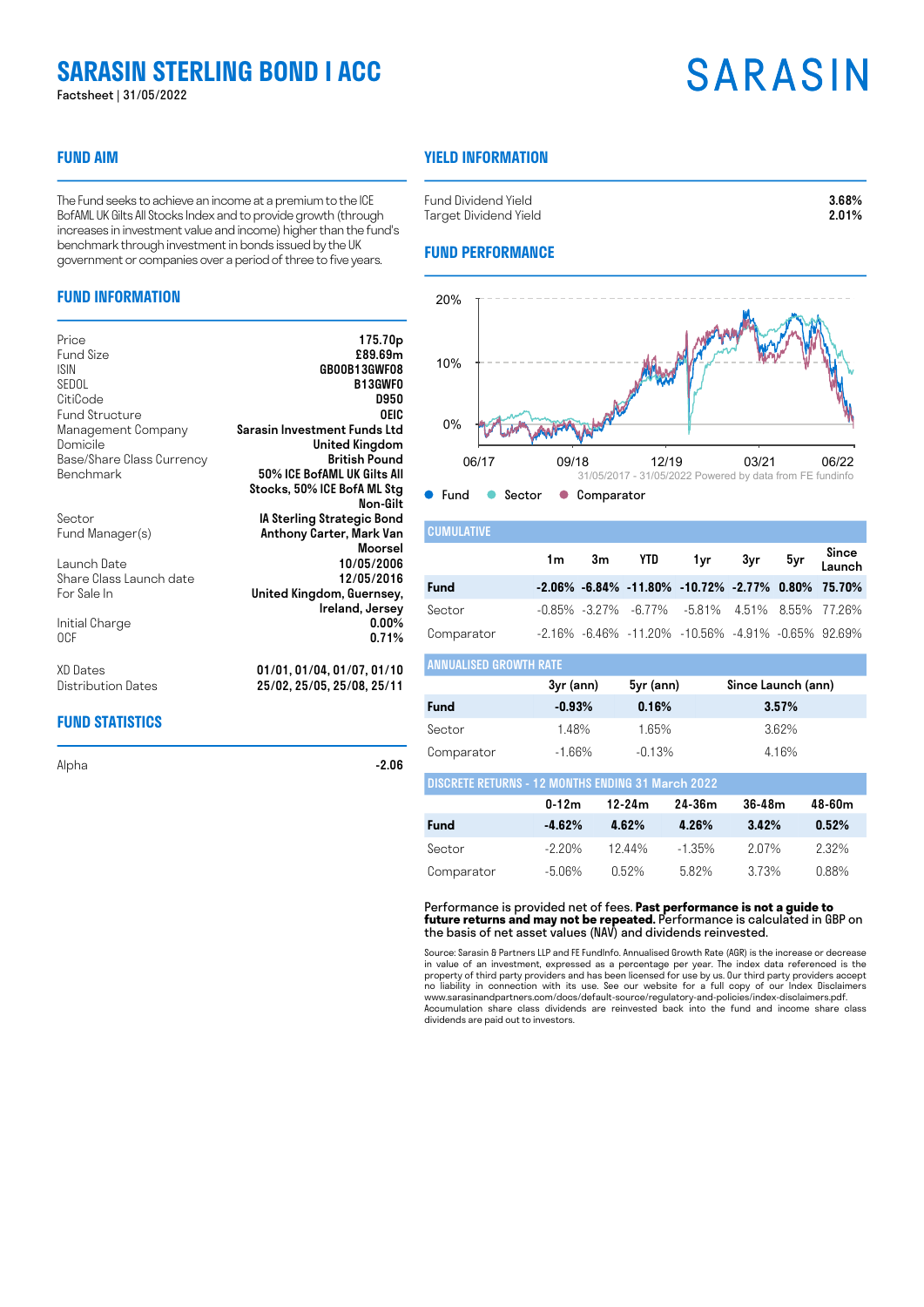# SARASIN STERLING BOND I ACC

Factsheet | 31/05/2022

SARASIN

## FUND AIM

The Fund seeks to achieve an income at a premium to the ICE BofAML UK Gilts All Stocks Index and to provide growth (through increases in investment value and income) higher than the fund's benchmark through investment in bonds issued by the UK government or companies over a period of three to five years.

## FUND INFORMATION

| | |
|---|---|
| Price | 175.70p |
| Fund Size | £89.69m |
| ISIN | GB00B13GWF08 |
| SEDOL | B13GWF0 |
| CitiCode | D950 |
| Fund Structure | OEIC |
| Management Company | Sarasin Investment Funds Ltd |
| Domicile | United Kingdom |
| Base/Share Class Currency | British Pound |
| Benchmark | 50% ICE BofAML UK Gilts All Stocks, 50% ICE BofA ML Stg Non-Gilt |
| Sector | IA Sterling Strategic Bond |
| Fund Manager(s) | Anthony Carter, Mark Van Moorsel |
| Launch Date | 10/05/2006 |
| Share Class Launch date | 12/05/2016 |
| For Sale In | United Kingdom, Guernsey, Ireland, Jersey |
| Initial Charge | 0.00% |
| OCF | 0.71% |
| XD Dates | 01/01, 01/04, 01/07, 01/10 |
| Distribution Dates | 25/02, 25/05, 25/08, 25/11 |

## FUND STATISTICS

| | |
|---|---|
| Alpha | -2.06 |

## YIELD INFORMATION

| | |
|---|---|
| Fund Dividend Yield | 3.68% |
| Target Dividend Yield | 2.01% |

## FUND PERFORMANCE

31/05/2017 - 31/05/2022 Powered by data from FE fundinfo

Fund  Sector  Comparator

### CUMULATIVE

| | 1m | 3m | YTD | 1yr | 3yr | 5yr | Since Launch |
|---|---|---|---|---|---|---|---|
| **Fund** | **-2.06%** | **-6.84%** | **-11.80%** | **-10.72%** | **-2.77%** | **0.80%** | **75.70%** |
| Sector | -0.85% | -3.27% | -6.77% | -5.81% | 4.51% | 8.55% | 77.26% |
| Comparator | -2.16% | -6.46% | -11.20% | -10.56% | -4.91% | -0.65% | 92.69% |

### ANNUALISED GROWTH RATE

| | 3yr (ann) | 5yr (ann) | Since Launch (ann) |
|---|---|---|---|
| **Fund** | **-0.93%** | **0.16%** | **3.57%** |
| Sector | 1.48% | 1.65% | 3.62% |
| Comparator | -1.66% | -0.13% | 4.16% |

### DISCRETE RETURNS - 12 MONTHS ENDING 31 March 2022

| | 0-12m | 12-24m | 24-36m | 36-48m | 48-60m |
|---|---|---|---|---|---|
| **Fund** | **-4.62%** | **4.62%** | **4.26%** | **3.42%** | **0.52%** |
| Sector | -2.20% | 12.44% | -1.35% | 2.07% | 2.32% |
| Comparator | -5.06% | 0.52% | 5.82% | 3.73% | 0.88% |

Performance is provided net of fees. **Past performance is not a guide to future returns and may not be repeated.** Performance is calculated in GBP on the basis of net asset values (NAV) and dividends reinvested.

Source: Sarasin & Partners LLP and FE FundInfo. Annualised Growth Rate (AGR) is the increase or decrease in value of an investment, expressed as a percentage per year. The index data referenced is the property of third party providers and has been licensed for use by us. Our third party providers accept no liability in connection with its use. See our website for a full copy of our Index Disclaimers www.sarasinandpartners.com/docs/default-source/regulatory-and-policies/index-disclaimers.pdf. Accumulation share class dividends are reinvested back into the fund and income share class dividends are paid out to investors.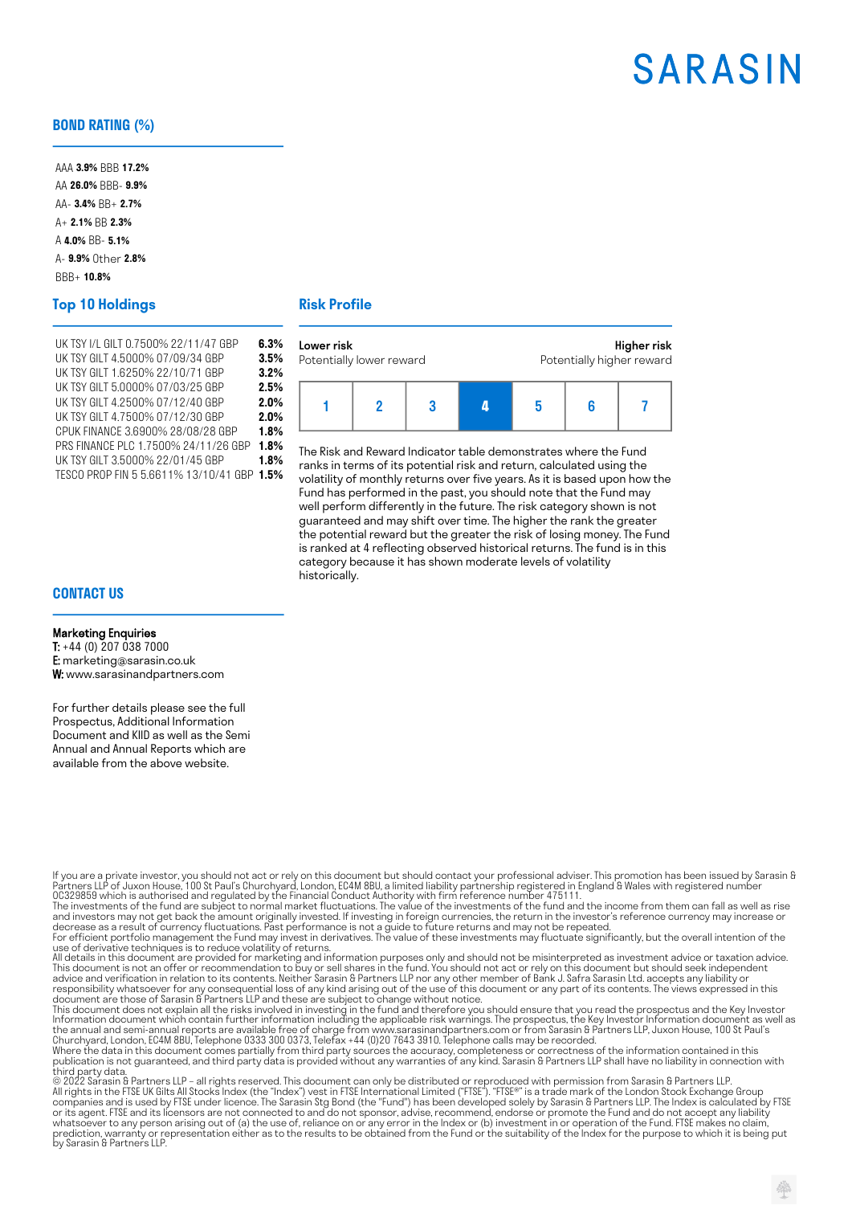## BOND RATING (%)

| | | | |
|---|---|---|---|
| AAA | **3.9%** | BBB | **17.2%** |
| AA | **26.0%** | BBB- | **9.9%** |
| AA- | **3.4%** | BB+ | **2.7%** |
| A+ | **2.1%** | BB | **2.3%** |
| A | **4.0%** | BB- | **5.1%** |
| A- | **9.9%** | Other | **2.8%** |
| BBB+ | **10.8%** | | |

## Top 10 Holdings

| | |
|---|---|
| UK TSY I/L GILT 0.7500% 22/11/47 GBP | **6.3%** |
| UK TSY GILT 4.5000% 07/09/34 GBP | **3.5%** |
| UK TSY GILT 1.6250% 22/10/71 GBP | **3.2%** |
| UK TSY GILT 5.0000% 07/03/25 GBP | **2.5%** |
| UK TSY GILT 4.2500% 07/12/40 GBP | **2.0%** |
| UK TSY GILT 4.7500% 07/12/30 GBP | **2.0%** |
| CPUK FINANCE 3.6900% 28/08/28 GBP | **1.8%** |
| PRS FINANCE PLC 1.7500% 24/11/26 GBP | **1.8%** |
| UK TSY GILT 3.5000% 22/01/45 GBP | **1.8%** |
| TESCO PROP FIN 5 5.6611% 13/10/41 GBP | **1.5%** |

## Risk Profile

**Lower risk**
Potentially lower reward

**Higher risk**
Potentially higher reward

| | | | | | | |
|---|---|---|---|---|---|---|
| 1 | 2 | 3 | **4** | 5 | 6 | 7 |

The Risk and Reward Indicator table demonstrates where the Fund ranks in terms of its potential risk and return, calculated using the volatility of monthly returns over five years. As it is based upon how the Fund has performed in the past, you should note that the Fund may well perform differently in the future. The risk category shown is not guaranteed and may shift over time. The higher the rank the greater the potential reward but the greater the risk of losing money. The Fund is ranked at 4 reflecting observed historical returns. The fund is in this category because it has shown moderate levels of volatility historically.

## CONTACT US

**Marketing Enquiries**
**T:** +44 (0) 207 038 7000
**E:** marketing@sarasin.co.uk
**W:** www.sarasinandpartners.com

For further details please see the full Prospectus, Additional Information Document and KIID as well as the Semi Annual and Annual Reports which are available from the above website.

If you are a private investor, you should not act or rely on this document but should contact your professional adviser. This promotion has been issued by Sarasin & Partners LLP of Juxon House, 100 St Paul's Churchyard, London, EC4M 8BU, a limited liability partnership registered in England & Wales with registered number OC329859 which is authorised and regulated by the Financial Conduct Authority with firm reference number 475111.
The investments of the fund are subject to normal market fluctuations. The value of the investments of the fund and the income from them can fall as well as rise and investors may not get back the amount originally invested. If investing in foreign currencies, the return in the investor's reference currency may increase or decrease as a result of currency fluctuations. Past performance is not a guide to future returns and may not be repeated.
For efficient portfolio management the Fund may invest in derivatives. The value of these investments may fluctuate significantly, but the overall intention of the use of derivative techniques is to reduce volatility of returns.
All details in this document are provided for marketing and information purposes only and should not be misinterpreted as investment advice or taxation advice. This document is not an offer or recommendation to buy or sell shares in the fund. You should not act or rely on this document but should seek independent advice and verification in relation to its contents. Neither Sarasin & Partners LLP nor any other member of Bank J. Safra Sarasin Ltd. accepts any liability or responsibility whatsoever for any consequential loss of any kind arising out of the use of this document or any part of its contents. The views expressed in this document are those of Sarasin & Partners LLP and these are subject to change without notice.
This document does not explain all the risks involved in investing in the fund and therefore you should ensure that you read the prospectus and the Key Investor Information document which contain further information including the applicable risk warnings. The prospectus, the Key Investor Information document as well as the annual and semi-annual reports are available free of charge from www.sarasinandpartners.com or from Sarasin & Partners LLP, Juxon House, 100 St Paul's Churchyard, London, EC4M 8BU, Telephone 0333 300 0373, Telefax +44 (0)20 7643 3910. Telephone calls may be recorded.
Where the data in this document comes partially from third party sources the accuracy, completeness or correctness of the information contained in this publication is not guaranteed, and third party data is provided without any warranties of any kind. Sarasin & Partners LLP shall have no liability in connection with third party data.
© 2022 Sarasin & Partners LLP – all rights reserved. This document can only be distributed or reproduced with permission from Sarasin & Partners LLP.
All rights in the FTSE UK Gilts All Stocks Index (the "Index") vest in FTSE International Limited ("FTSE"). "FTSE®" is a trade mark of the London Stock Exchange Group companies and is used by FTSE under licence. The Sarasin Stg Bond (the "Fund") has been developed solely by Sarasin & Partners LLP. The Index is calculated by FTSE or its agent. FTSE and its licensors are not connected to and do not sponsor, advise, recommend, endorse or promote the Fund and do not accept any liability whatsoever to any person arising out of (a) the use of, reliance on or any error in the Index or (b) investment in or operation of the Fund. FTSE makes no claim, prediction, warranty or representation either as to the results to be obtained from the Fund or the suitability of the Index for the purpose to which it is being put by Sarasin & Partners LLP.